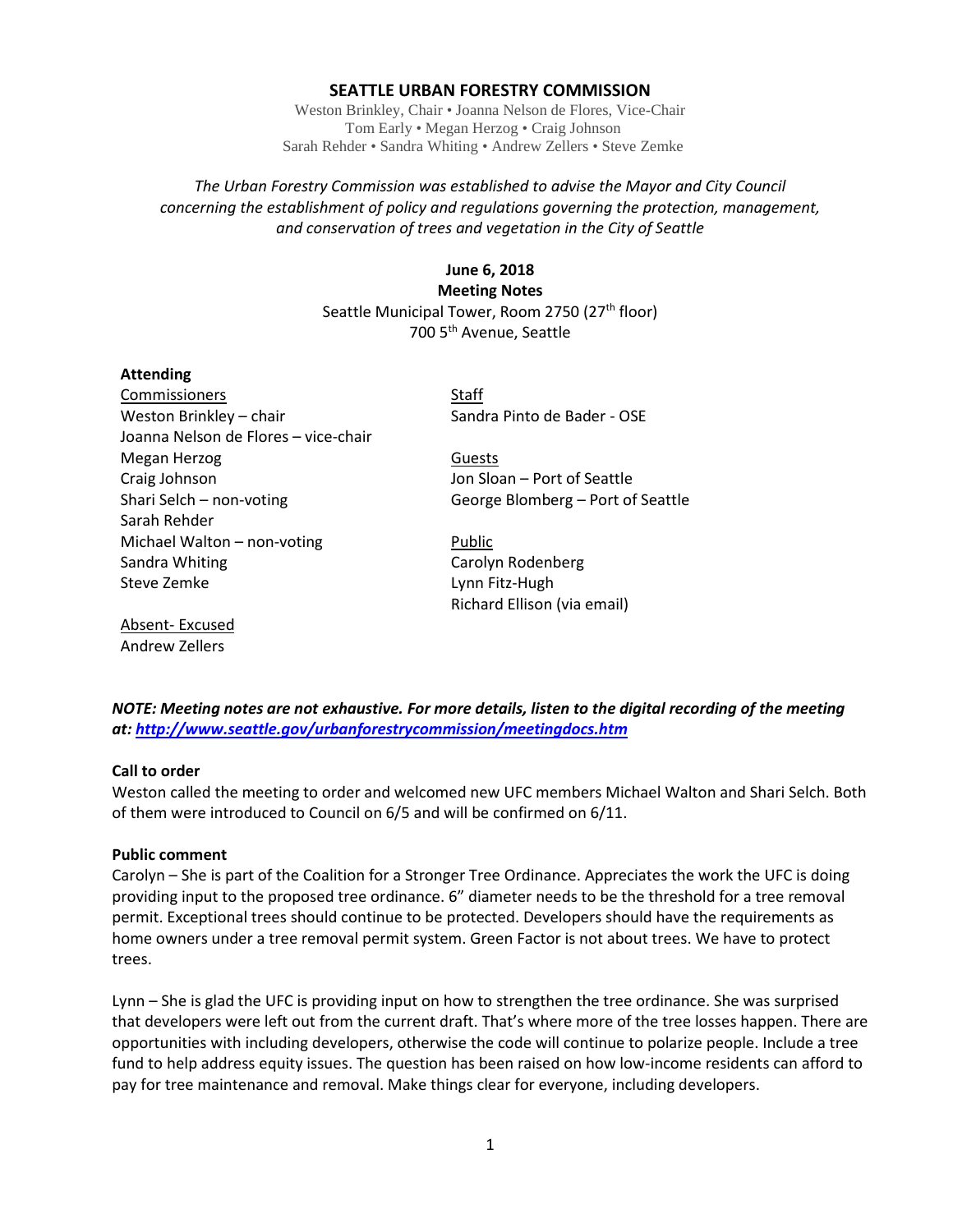# SEATTLE URBAN FORESTRY COMMISSION

Weston Brinkley, Chair • Joanna Nelson de Flores, Vice-Chair
Tom Early • Megan Herzog • Craig Johnson
Sarah Rehder • Sandra Whiting • Andrew Zellers • Steve Zemke

*The Urban Forestry Commission was established to advise the Mayor and City Council concerning the establishment of policy and regulations governing the protection, management, and conservation of trees and vegetation in the City of Seattle*

**June 6, 2018**
**Meeting Notes**
Seattle Municipal Tower, Room 2750 (27th floor)
700 5th Avenue, Seattle

**Attending**

Commissioners
Weston Brinkley – chair
Joanna Nelson de Flores – vice-chair
Megan Herzog
Craig Johnson
Shari Selch – non-voting
Sarah Rehder
Michael Walton – non-voting
Sandra Whiting
Steve Zemke

Absent- Excused
Andrew Zellers

Staff
Sandra Pinto de Bader - OSE

Guests
Jon Sloan – Port of Seattle
George Blomberg – Port of Seattle

Public
Carolyn Rodenberg
Lynn Fitz-Hugh
Richard Ellison (via email)

***NOTE: Meeting notes are not exhaustive. For more details, listen to the digital recording of the meeting at: http://www.seattle.gov/urbanforestrycommission/meetingdocs.htm***

**Call to order**
Weston called the meeting to order and welcomed new UFC members Michael Walton and Shari Selch. Both of them were introduced to Council on 6/5 and will be confirmed on 6/11.

**Public comment**
Carolyn – She is part of the Coalition for a Stronger Tree Ordinance. Appreciates the work the UFC is doing providing input to the proposed tree ordinance. 6" diameter needs to be the threshold for a tree removal permit. Exceptional trees should continue to be protected. Developers should have the requirements as home owners under a tree removal permit system. Green Factor is not about trees. We have to protect trees.

Lynn – She is glad the UFC is providing input on how to strengthen the tree ordinance. She was surprised that developers were left out from the current draft. That's where more of the tree losses happen. There are opportunities with including developers, otherwise the code will continue to polarize people. Include a tree fund to help address equity issues. The question has been raised on how low-income residents can afford to pay for tree maintenance and removal. Make things clear for everyone, including developers.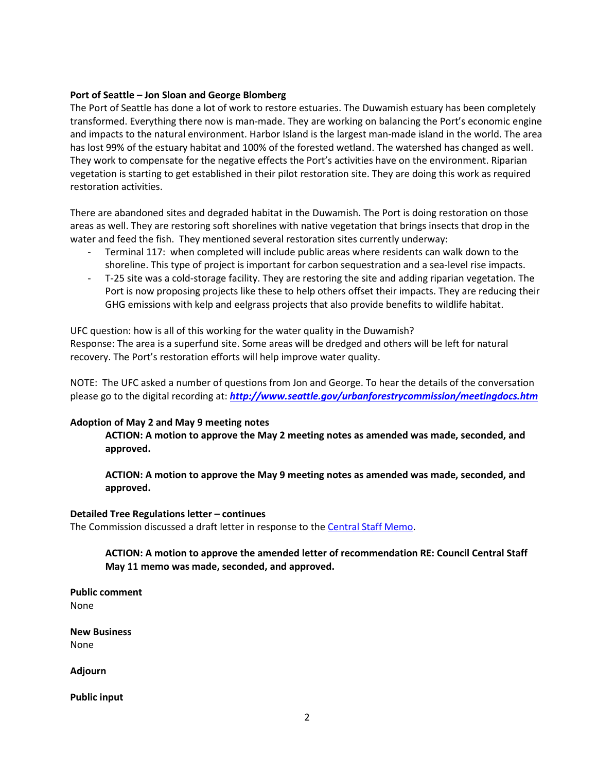**Port of Seattle – Jon Sloan and George Blomberg**

The Port of Seattle has done a lot of work to restore estuaries. The Duwamish estuary has been completely transformed. Everything there now is man-made. They are working on balancing the Port's economic engine and impacts to the natural environment. Harbor Island is the largest man-made island in the world. The area has lost 99% of the estuary habitat and 100% of the forested wetland. The watershed has changed as well. They work to compensate for the negative effects the Port's activities have on the environment. Riparian vegetation is starting to get established in their pilot restoration site. They are doing this work as required restoration activities.

There are abandoned sites and degraded habitat in the Duwamish. The Port is doing restoration on those areas as well. They are restoring soft shorelines with native vegetation that brings insects that drop in the water and feed the fish. They mentioned several restoration sites currently underway:

- Terminal 117: when completed will include public areas where residents can walk down to the shoreline. This type of project is important for carbon sequestration and a sea-level rise impacts.
- T-25 site was a cold-storage facility. They are restoring the site and adding riparian vegetation. The Port is now proposing projects like these to help others offset their impacts. They are reducing their GHG emissions with kelp and eelgrass projects that also provide benefits to wildlife habitat.

UFC question: how is all of this working for the water quality in the Duwamish?
Response: The area is a superfund site. Some areas will be dredged and others will be left for natural recovery. The Port's restoration efforts will help improve water quality.

NOTE: The UFC asked a number of questions from Jon and George. To hear the details of the conversation please go to the digital recording at: ***http://www.seattle.gov/urbanforestrycommission/meetingdocs.htm***

**Adoption of May 2 and May 9 meeting notes**

> **ACTION: A motion to approve the May 2 meeting notes as amended was made, seconded, and approved.**
>
> **ACTION: A motion to approve the May 9 meeting notes as amended was made, seconded, and approved.**

**Detailed Tree Regulations letter – continues**

The Commission discussed a draft letter in response to the Central Staff Memo.

> **ACTION: A motion to approve the amended letter of recommendation RE: Council Central Staff May 11 memo was made, seconded, and approved.**

**Public comment**

None

**New Business**

None

**Adjourn**

**Public input**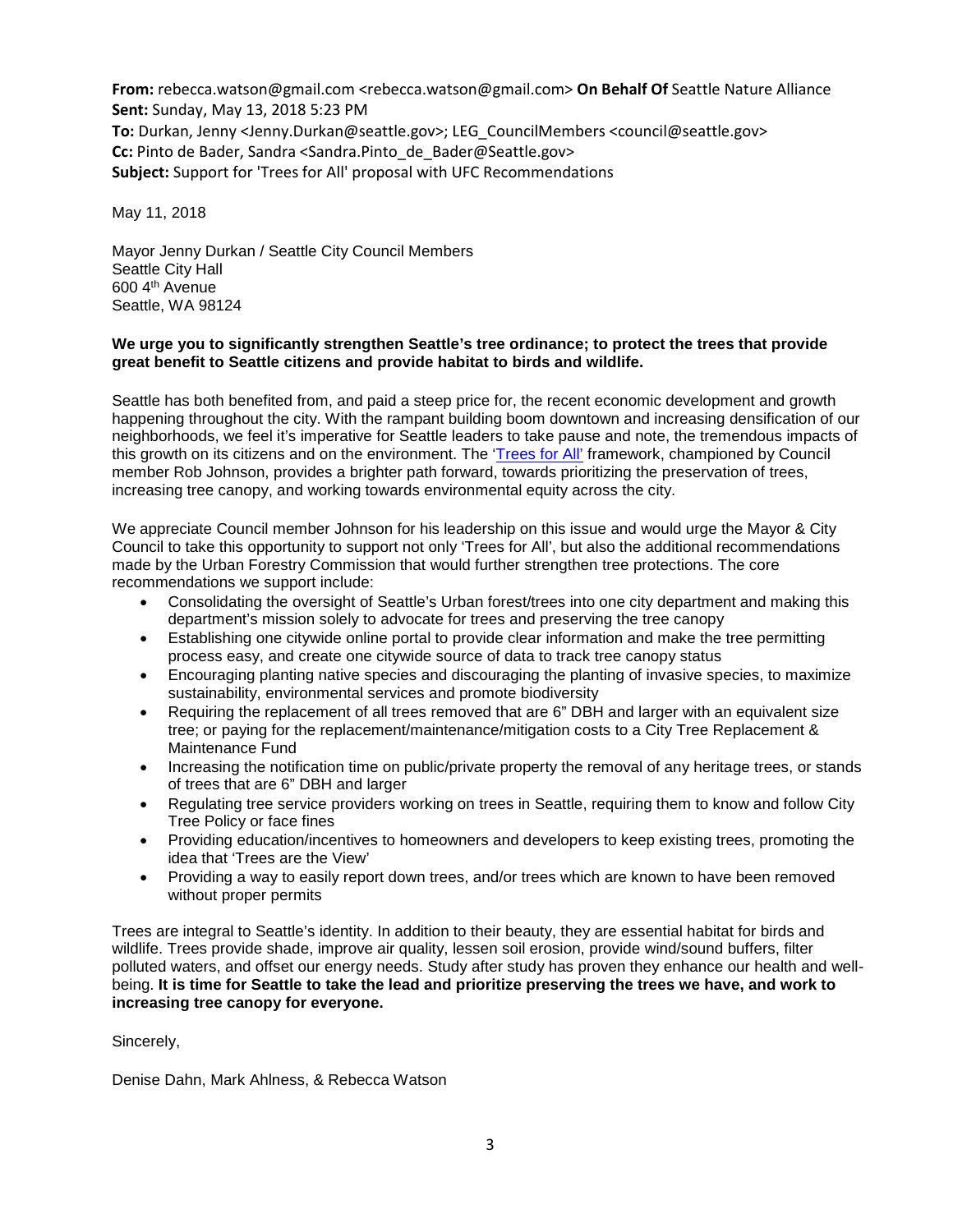**From:** rebecca.watson@gmail.com <rebecca.watson@gmail.com> **On Behalf Of** Seattle Nature Alliance
**Sent:** Sunday, May 13, 2018 5:23 PM
**To:** Durkan, Jenny <Jenny.Durkan@seattle.gov>; LEG_CouncilMembers <council@seattle.gov>
**Cc:** Pinto de Bader, Sandra <Sandra.Pinto_de_Bader@Seattle.gov>
**Subject:** Support for 'Trees for All' proposal with UFC Recommendations

May 11, 2018

Mayor Jenny Durkan / Seattle City Council Members
Seattle City Hall
600 4th Avenue
Seattle, WA 98124

**We urge you to significantly strengthen Seattle's tree ordinance; to protect the trees that provide great benefit to Seattle citizens and provide habitat to birds and wildlife.**

Seattle has both benefited from, and paid a steep price for, the recent economic development and growth happening throughout the city. With the rampant building boom downtown and increasing densification of our neighborhoods, we feel it's imperative for Seattle leaders to take pause and note, the tremendous impacts of this growth on its citizens and on the environment. The 'Trees for All' framework, championed by Council member Rob Johnson, provides a brighter path forward, towards prioritizing the preservation of trees, increasing tree canopy, and working towards environmental equity across the city.

We appreciate Council member Johnson for his leadership on this issue and would urge the Mayor & City Council to take this opportunity to support not only 'Trees for All', but also the additional recommendations made by the Urban Forestry Commission that would further strengthen tree protections. The core recommendations we support include:

- Consolidating the oversight of Seattle's Urban forest/trees into one city department and making this department's mission solely to advocate for trees and preserving the tree canopy
- Establishing one citywide online portal to provide clear information and make the tree permitting process easy, and create one citywide source of data to track tree canopy status
- Encouraging planting native species and discouraging the planting of invasive species, to maximize sustainability, environmental services and promote biodiversity
- Requiring the replacement of all trees removed that are 6" DBH and larger with an equivalent size tree; or paying for the replacement/maintenance/mitigation costs to a City Tree Replacement & Maintenance Fund
- Increasing the notification time on public/private property the removal of any heritage trees, or stands of trees that are 6" DBH and larger
- Regulating tree service providers working on trees in Seattle, requiring them to know and follow City Tree Policy or face fines
- Providing education/incentives to homeowners and developers to keep existing trees, promoting the idea that 'Trees are the View'
- Providing a way to easily report down trees, and/or trees which are known to have been removed without proper permits

Trees are integral to Seattle's identity. In addition to their beauty, they are essential habitat for birds and wildlife. Trees provide shade, improve air quality, lessen soil erosion, provide wind/sound buffers, filter polluted waters, and offset our energy needs. Study after study has proven they enhance our health and well-being. **It is time for Seattle to take the lead and prioritize preserving the trees we have, and work to increasing tree canopy for everyone.**

Sincerely,

Denise Dahn, Mark Ahlness, & Rebecca Watson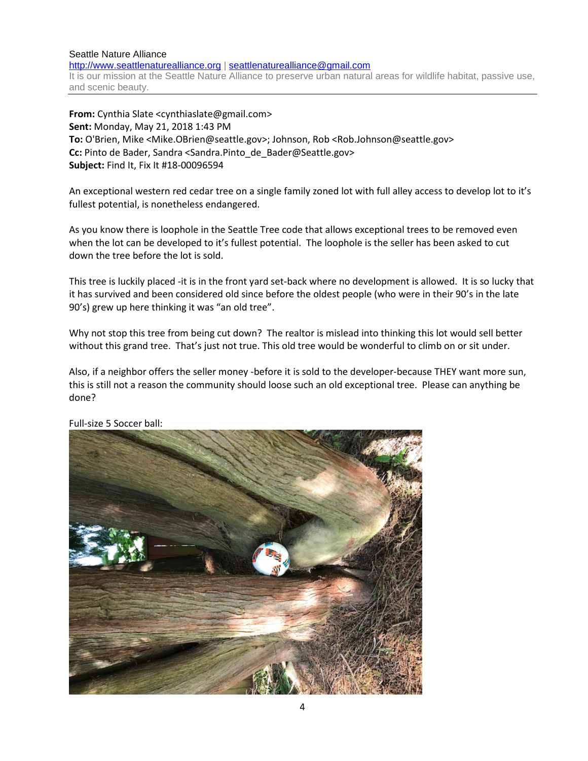Seattle Nature Alliance
http://www.seattlenaturealliance.org | seattlenaturealliance@gmail.com
It is our mission at the Seattle Nature Alliance to preserve urban natural areas for wildlife habitat, passive use, and scenic beauty.

---

**From:** Cynthia Slate <cynthiaslate@gmail.com>
**Sent:** Monday, May 21, 2018 1:43 PM
**To:** O'Brien, Mike <Mike.OBrien@seattle.gov>; Johnson, Rob <Rob.Johnson@seattle.gov>
**Cc:** Pinto de Bader, Sandra <Sandra.Pinto_de_Bader@Seattle.gov>
**Subject:** Find It, Fix It #18-00096594

An exceptional western red cedar tree on a single family zoned lot with full alley access to develop lot to it's fullest potential, is nonetheless endangered.

As you know there is loophole in the Seattle Tree code that allows exceptional trees to be removed even when the lot can be developed to it's fullest potential. The loophole is the seller has been asked to cut down the tree before the lot is sold.

This tree is luckily placed -it is in the front yard set-back where no development is allowed. It is so lucky that it has survived and been considered old since before the oldest people (who were in their 90's in the late 90's) grew up here thinking it was "an old tree".

Why not stop this tree from being cut down? The realtor is mislead into thinking this lot would sell better without this grand tree. That's just not true. This old tree would be wonderful to climb on or sit under.

Also, if a neighbor offers the seller money -before it is sold to the developer-because THEY want more sun, this is still not a reason the community should loose such an old exceptional tree. Please can anything be done?

Full-size 5 Soccer ball: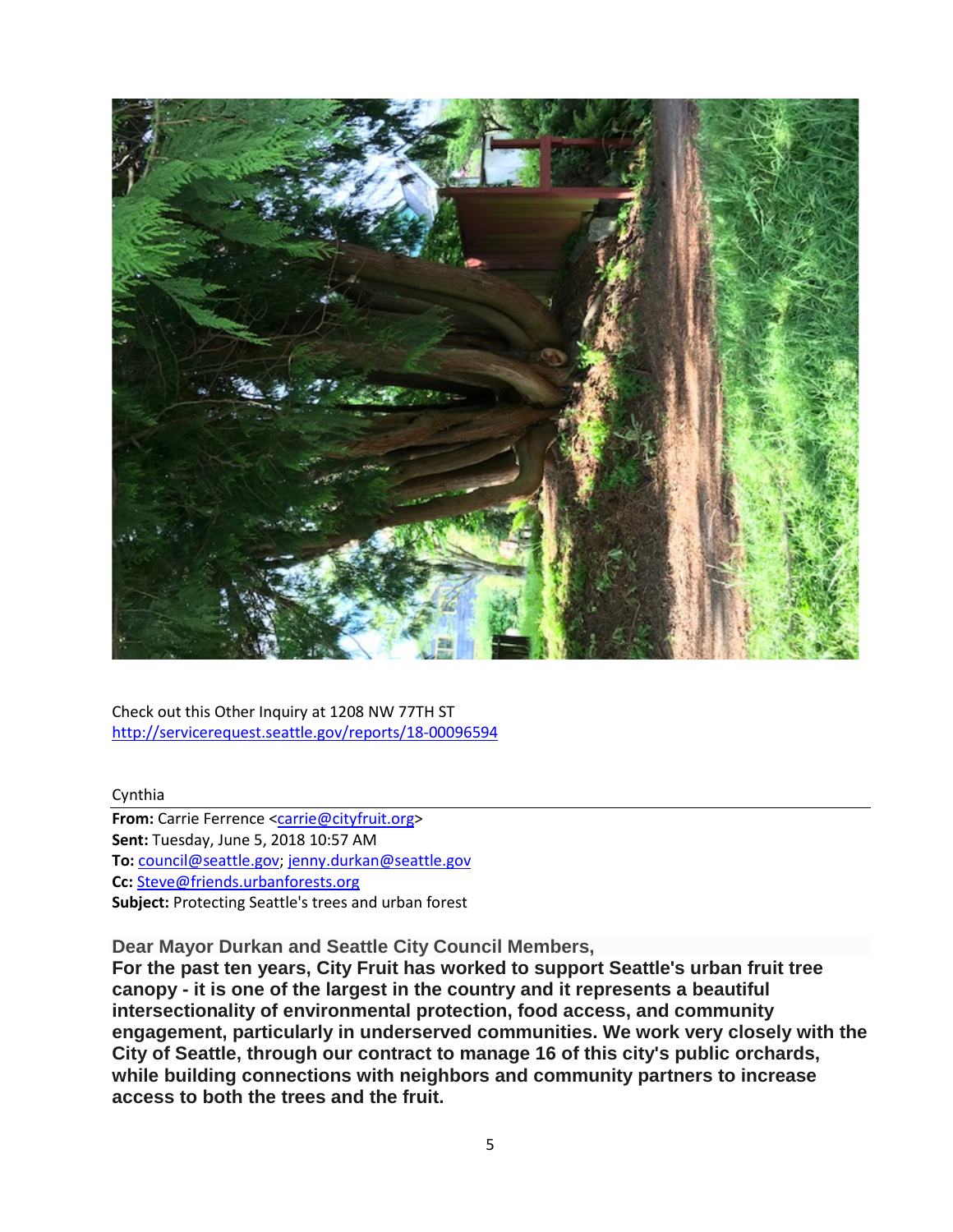Check out this Other Inquiry at 1208 NW 77TH ST
http://servicerequest.seattle.gov/reports/18-00096594

Cynthia

---

**From:** Carrie Ferrence <carrie@cityfruit.org>
**Sent:** Tuesday, June 5, 2018 10:57 AM
**To:** council@seattle.gov; jenny.durkan@seattle.gov
**Cc:** Steve@friends.urbanforests.org
**Subject:** Protecting Seattle's trees and urban forest

**Dear Mayor Durkan and Seattle City Council Members,**

**For the past ten years, City Fruit has worked to support Seattle's urban fruit tree canopy - it is one of the largest in the country and it represents a beautiful intersectionality of environmental protection, food access, and community engagement, particularly in underserved communities. We work very closely with the City of Seattle, through our contract to manage 16 of this city's public orchards, while building connections with neighbors and community partners to increase access to both the trees and the fruit.**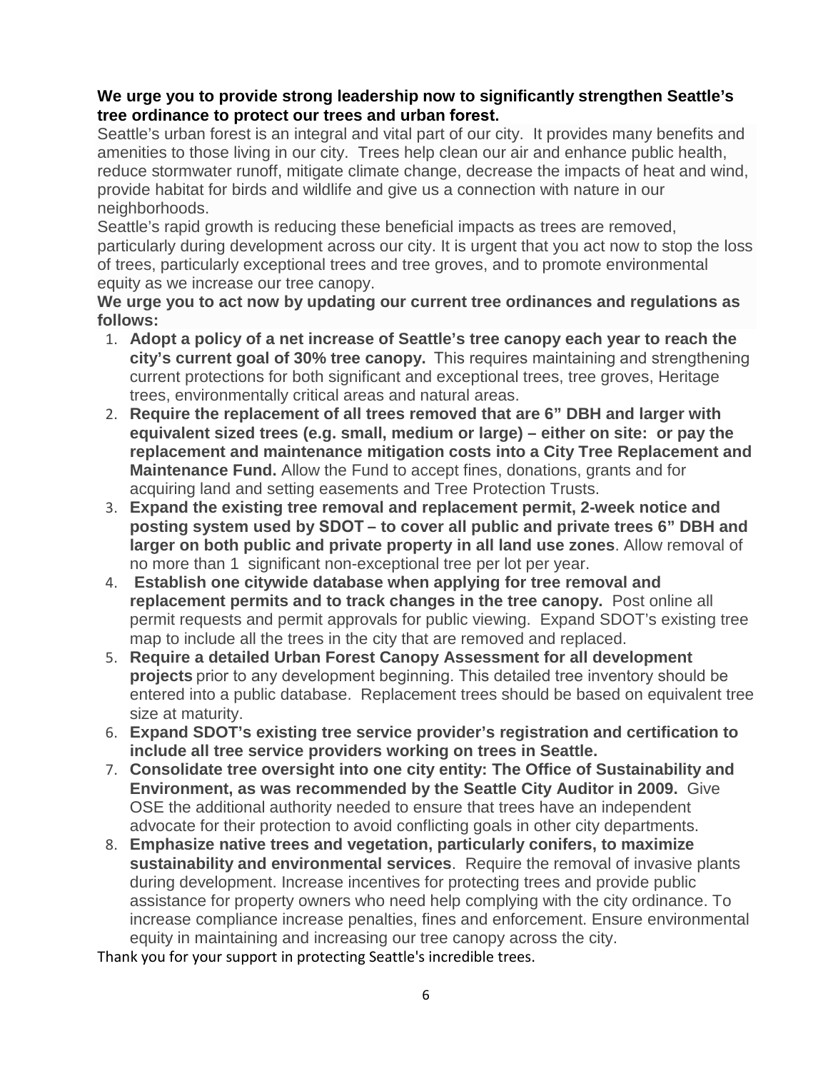**We urge you to provide strong leadership now to significantly strengthen Seattle's tree ordinance to protect our trees and urban forest.**

Seattle's urban forest is an integral and vital part of our city. It provides many benefits and amenities to those living in our city. Trees help clean our air and enhance public health, reduce stormwater runoff, mitigate climate change, decrease the impacts of heat and wind, provide habitat for birds and wildlife and give us a connection with nature in our neighborhoods.

Seattle's rapid growth is reducing these beneficial impacts as trees are removed, particularly during development across our city. It is urgent that you act now to stop the loss of trees, particularly exceptional trees and tree groves, and to promote environmental equity as we increase our tree canopy.

**We urge you to act now by updating our current tree ordinances and regulations as follows:**

1. **Adopt a policy of a net increase of Seattle's tree canopy each year to reach the city's current goal of 30% tree canopy.** This requires maintaining and strengthening current protections for both significant and exceptional trees, tree groves, Heritage trees, environmentally critical areas and natural areas.
2. **Require the replacement of all trees removed that are 6" DBH and larger with equivalent sized trees (e.g. small, medium or large) – either on site: or pay the replacement and maintenance mitigation costs into a City Tree Replacement and Maintenance Fund.** Allow the Fund to accept fines, donations, grants and for acquiring land and setting easements and Tree Protection Trusts.
3. **Expand the existing tree removal and replacement permit, 2-week notice and posting system used by SDOT – to cover all public and private trees 6" DBH and larger on both public and private property in all land use zones**. Allow removal of no more than 1 significant non-exceptional tree per lot per year.
4. **Establish one citywide database when applying for tree removal and replacement permits and to track changes in the tree canopy.** Post online all permit requests and permit approvals for public viewing. Expand SDOT's existing tree map to include all the trees in the city that are removed and replaced.
5. **Require a detailed Urban Forest Canopy Assessment for all development projects** prior to any development beginning. This detailed tree inventory should be entered into a public database. Replacement trees should be based on equivalent tree size at maturity.
6. **Expand SDOT's existing tree service provider's registration and certification to include all tree service providers working on trees in Seattle.**
7. **Consolidate tree oversight into one city entity: The Office of Sustainability and Environment, as was recommended by the Seattle City Auditor in 2009.** Give OSE the additional authority needed to ensure that trees have an independent advocate for their protection to avoid conflicting goals in other city departments.
8. **Emphasize native trees and vegetation, particularly conifers, to maximize sustainability and environmental services**. Require the removal of invasive plants during development. Increase incentives for protecting trees and provide public assistance for property owners who need help complying with the city ordinance. To increase compliance increase penalties, fines and enforcement. Ensure environmental equity in maintaining and increasing our tree canopy across the city.

Thank you for your support in protecting Seattle's incredible trees.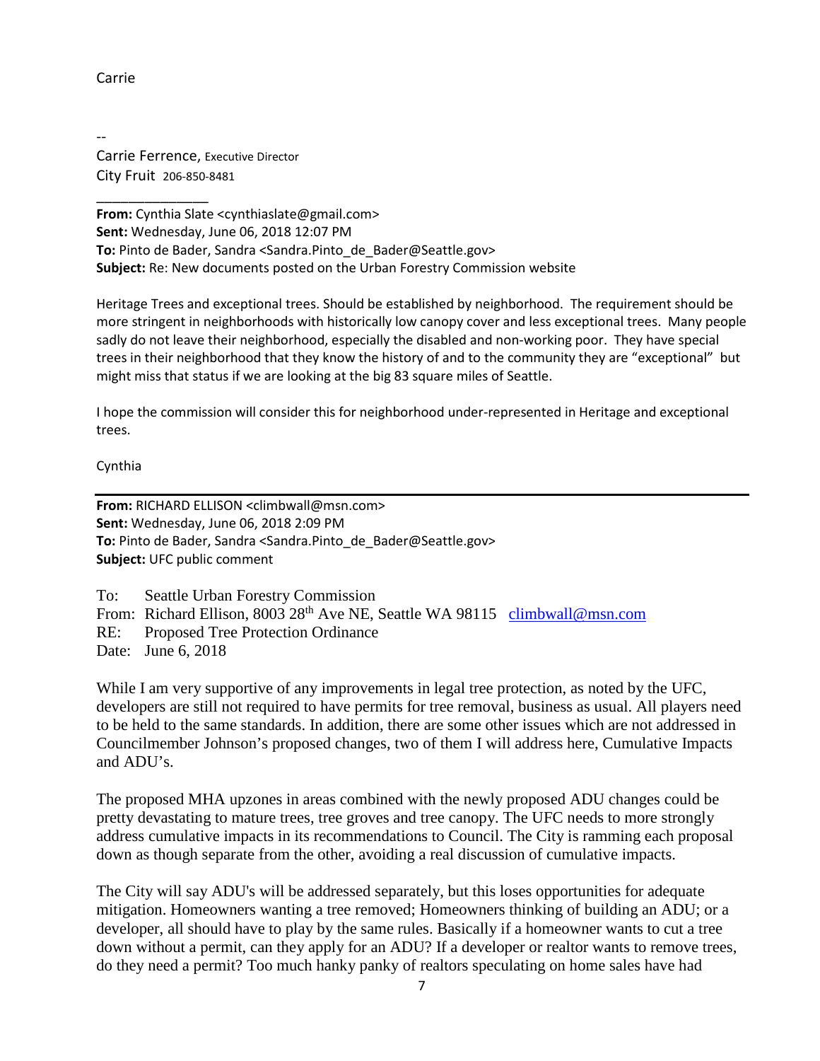Carrie

--
Carrie Ferrence, Executive Director
City Fruit 206-850-8481

_______________

**From:** Cynthia Slate <cynthiaslate@gmail.com>
**Sent:** Wednesday, June 06, 2018 12:07 PM
**To:** Pinto de Bader, Sandra <Sandra.Pinto_de_Bader@Seattle.gov>
**Subject:** Re: New documents posted on the Urban Forestry Commission website

Heritage Trees and exceptional trees. Should be established by neighborhood. The requirement should be more stringent in neighborhoods with historically low canopy cover and less exceptional trees. Many people sadly do not leave their neighborhood, especially the disabled and non-working poor. They have special trees in their neighborhood that they know the history of and to the community they are "exceptional" but might miss that status if we are looking at the big 83 square miles of Seattle.

I hope the commission will consider this for neighborhood under-represented in Heritage and exceptional trees.

Cynthia

---

**From:** RICHARD ELLISON <climbwall@msn.com>
**Sent:** Wednesday, June 06, 2018 2:09 PM
**To:** Pinto de Bader, Sandra <Sandra.Pinto_de_Bader@Seattle.gov>
**Subject:** UFC public comment

To: Seattle Urban Forestry Commission
From: Richard Ellison, 8003 28th Ave NE, Seattle WA 98115 climbwall@msn.com
RE: Proposed Tree Protection Ordinance
Date: June 6, 2018

While I am very supportive of any improvements in legal tree protection, as noted by the UFC, developers are still not required to have permits for tree removal, business as usual. All players need to be held to the same standards. In addition, there are some other issues which are not addressed in Councilmember Johnson's proposed changes, two of them I will address here, Cumulative Impacts and ADU's.

The proposed MHA upzones in areas combined with the newly proposed ADU changes could be pretty devastating to mature trees, tree groves and tree canopy. The UFC needs to more strongly address cumulative impacts in its recommendations to Council. The City is ramming each proposal down as though separate from the other, avoiding a real discussion of cumulative impacts.

The City will say ADU's will be addressed separately, but this loses opportunities for adequate mitigation. Homeowners wanting a tree removed; Homeowners thinking of building an ADU; or a developer, all should have to play by the same rules. Basically if a homeowner wants to cut a tree down without a permit, can they apply for an ADU? If a developer or realtor wants to remove trees, do they need a permit? Too much hanky panky of realtors speculating on home sales have had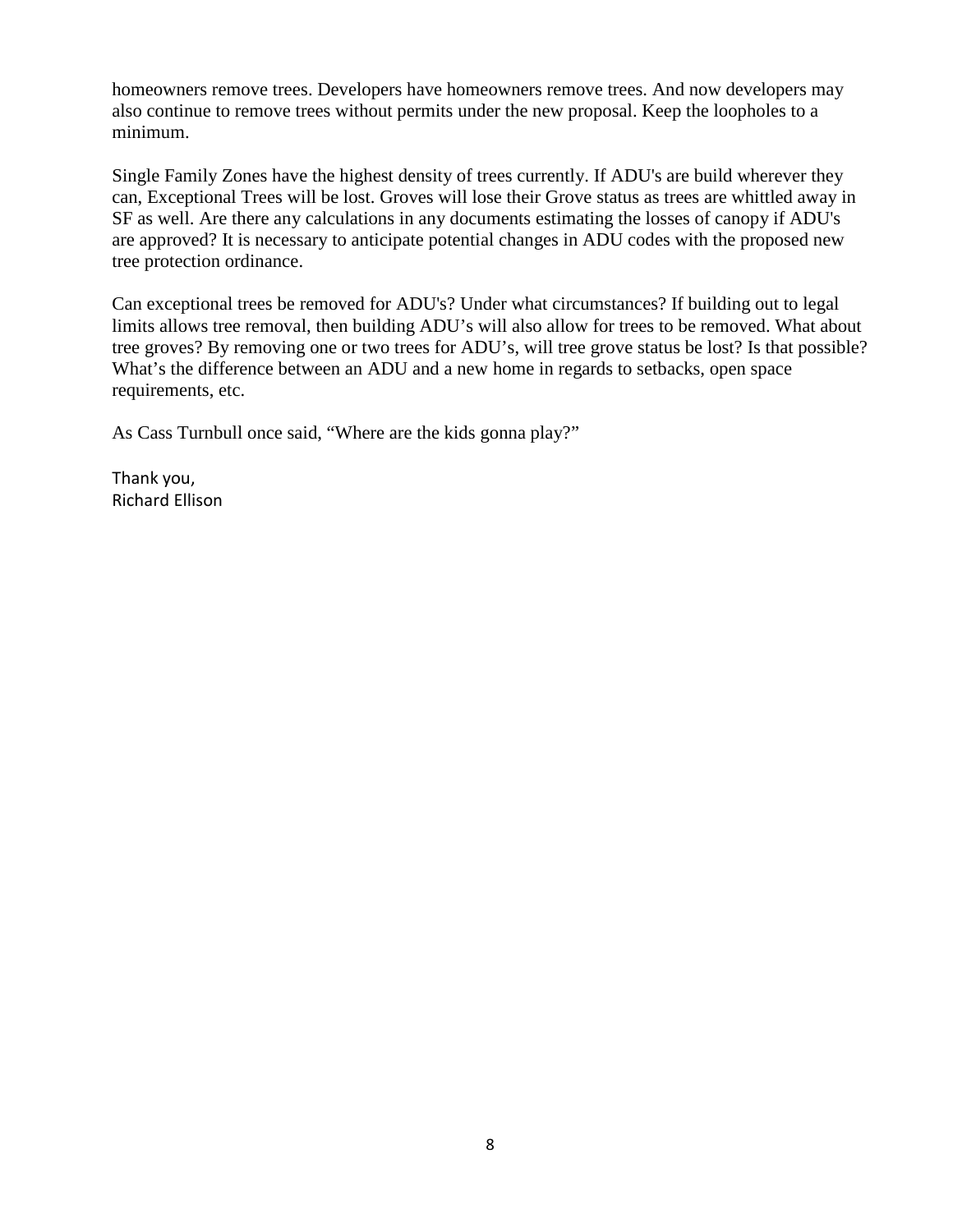homeowners remove trees. Developers have homeowners remove trees. And now developers may also continue to remove trees without permits under the new proposal. Keep the loopholes to a minimum.

Single Family Zones have the highest density of trees currently. If ADU's are build wherever they can, Exceptional Trees will be lost. Groves will lose their Grove status as trees are whittled away in SF as well. Are there any calculations in any documents estimating the losses of canopy if ADU's are approved? It is necessary to anticipate potential changes in ADU codes with the proposed new tree protection ordinance.

Can exceptional trees be removed for ADU's? Under what circumstances? If building out to legal limits allows tree removal, then building ADU's will also allow for trees to be removed. What about tree groves? By removing one or two trees for ADU's, will tree grove status be lost? Is that possible? What's the difference between an ADU and a new home in regards to setbacks, open space requirements, etc.

As Cass Turnbull once said, "Where are the kids gonna play?"

Thank you,
Richard Ellison